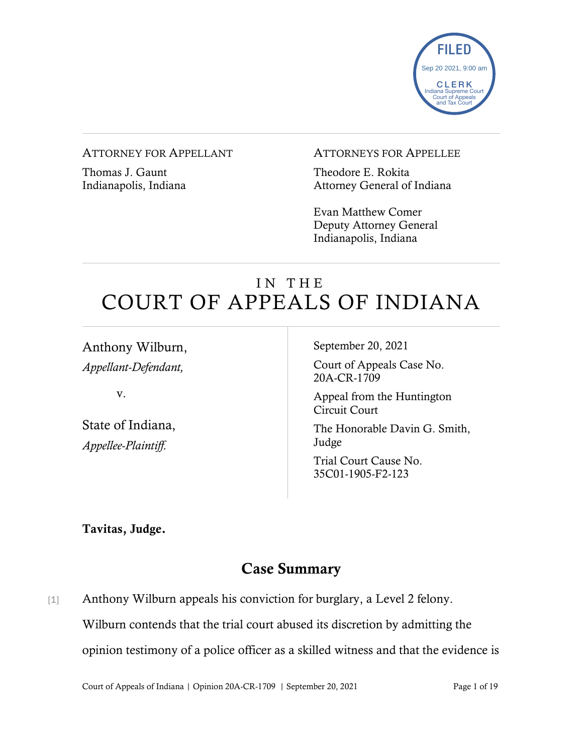FILED
Sep 20 2021, 9:00 am
CLERK
Indiana Supreme Court
Court of Appeals
and Tax Court

ATTORNEY FOR APPELLANT

Thomas J. Gaunt
Indianapolis, Indiana

ATTORNEYS FOR APPELLEE

Theodore E. Rokita
Attorney General of Indiana

Evan Matthew Comer
Deputy Attorney General
Indianapolis, Indiana

# IN THE COURT OF APPEALS OF INDIANA

Anthony Wilburn,
*Appellant-Defendant,*

v.

State of Indiana,
*Appellee-Plaintiff.*

September 20, 2021

Court of Appeals Case No. 20A-CR-1709

Appeal from the Huntington Circuit Court

The Honorable Davin G. Smith, Judge

Trial Court Cause No. 35C01-1905-F2-123

**Tavitas, Judge.**

## Case Summary

[1] Anthony Wilburn appeals his conviction for burglary, a Level 2 felony. Wilburn contends that the trial court abused its discretion by admitting the opinion testimony of a police officer as a skilled witness and that the evidence is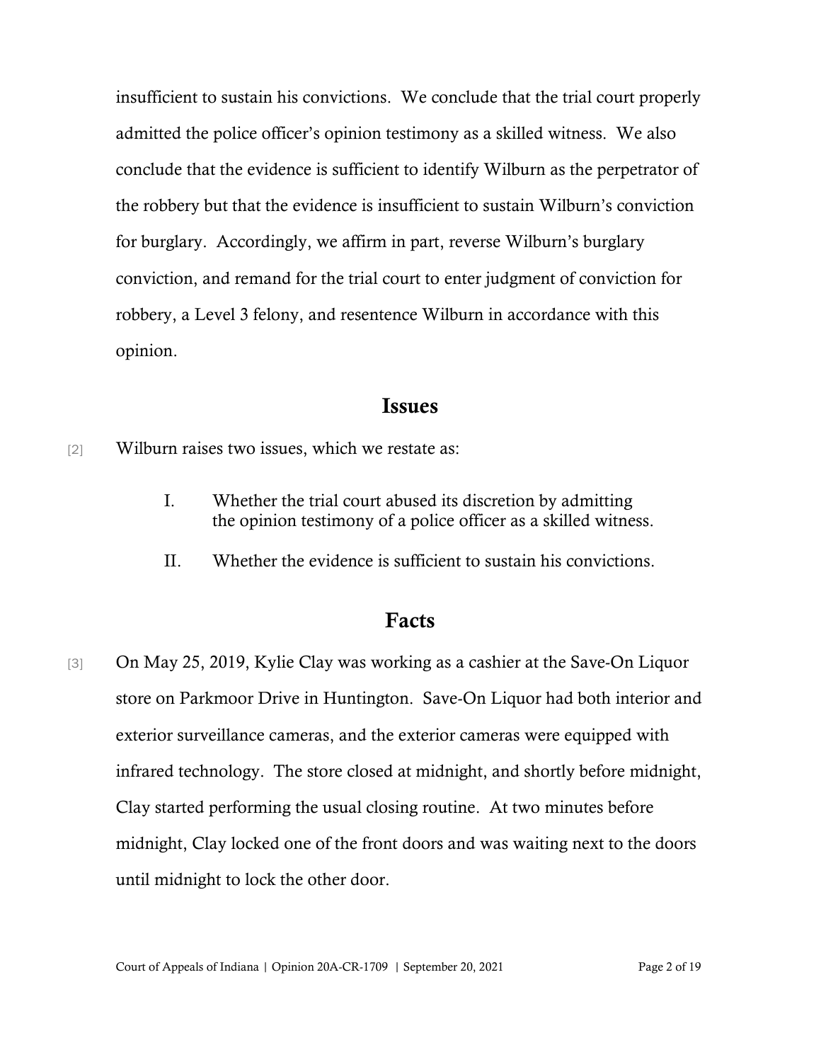insufficient to sustain his convictions. We conclude that the trial court properly admitted the police officer's opinion testimony as a skilled witness. We also conclude that the evidence is sufficient to identify Wilburn as the perpetrator of the robbery but that the evidence is insufficient to sustain Wilburn's conviction for burglary. Accordingly, we affirm in part, reverse Wilburn's burglary conviction, and remand for the trial court to enter judgment of conviction for robbery, a Level 3 felony, and resentence Wilburn in accordance with this opinion.

## Issues

[2] Wilburn raises two issues, which we restate as:

> I. Whether the trial court abused its discretion by admitting the opinion testimony of a police officer as a skilled witness.
>
> II. Whether the evidence is sufficient to sustain his convictions.

## Facts

[3] On May 25, 2019, Kylie Clay was working as a cashier at the Save-On Liquor store on Parkmoor Drive in Huntington. Save-On Liquor had both interior and exterior surveillance cameras, and the exterior cameras were equipped with infrared technology. The store closed at midnight, and shortly before midnight, Clay started performing the usual closing routine. At two minutes before midnight, Clay locked one of the front doors and was waiting next to the doors until midnight to lock the other door.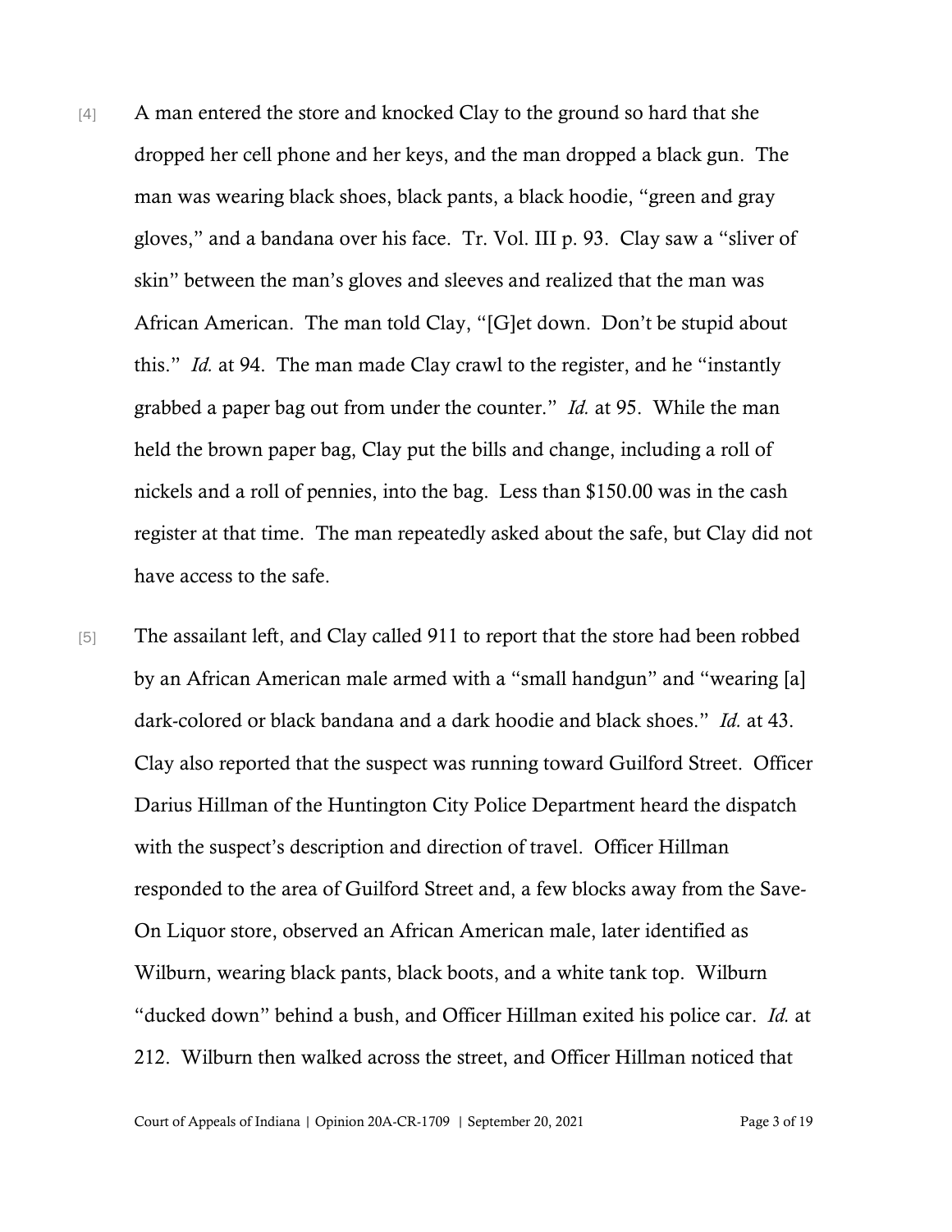[4] A man entered the store and knocked Clay to the ground so hard that she dropped her cell phone and her keys, and the man dropped a black gun. The man was wearing black shoes, black pants, a black hoodie, "green and gray gloves," and a bandana over his face. Tr. Vol. III p. 93. Clay saw a "sliver of skin" between the man's gloves and sleeves and realized that the man was African American. The man told Clay, "[G]et down. Don't be stupid about this." *Id.* at 94. The man made Clay crawl to the register, and he "instantly grabbed a paper bag out from under the counter." *Id.* at 95. While the man held the brown paper bag, Clay put the bills and change, including a roll of nickels and a roll of pennies, into the bag. Less than $150.00 was in the cash register at that time. The man repeatedly asked about the safe, but Clay did not have access to the safe.

[5] The assailant left, and Clay called 911 to report that the store had been robbed by an African American male armed with a "small handgun" and "wearing [a] dark-colored or black bandana and a dark hoodie and black shoes." *Id.* at 43. Clay also reported that the suspect was running toward Guilford Street. Officer Darius Hillman of the Huntington City Police Department heard the dispatch with the suspect's description and direction of travel. Officer Hillman responded to the area of Guilford Street and, a few blocks away from the Save-On Liquor store, observed an African American male, later identified as Wilburn, wearing black pants, black boots, and a white tank top. Wilburn "ducked down" behind a bush, and Officer Hillman exited his police car. *Id.* at 212. Wilburn then walked across the street, and Officer Hillman noticed that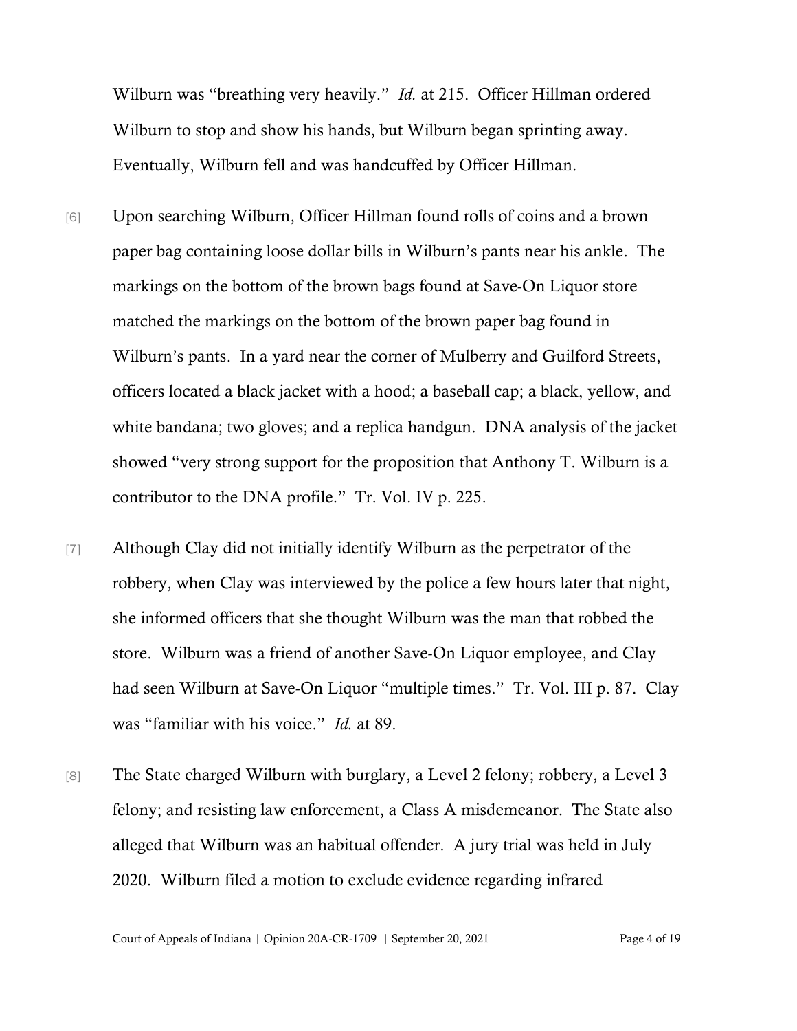Wilburn was "breathing very heavily." *Id.* at 215. Officer Hillman ordered Wilburn to stop and show his hands, but Wilburn began sprinting away. Eventually, Wilburn fell and was handcuffed by Officer Hillman.

[6] Upon searching Wilburn, Officer Hillman found rolls of coins and a brown paper bag containing loose dollar bills in Wilburn's pants near his ankle. The markings on the bottom of the brown bags found at Save-On Liquor store matched the markings on the bottom of the brown paper bag found in Wilburn's pants. In a yard near the corner of Mulberry and Guilford Streets, officers located a black jacket with a hood; a baseball cap; a black, yellow, and white bandana; two gloves; and a replica handgun. DNA analysis of the jacket showed "very strong support for the proposition that Anthony T. Wilburn is a contributor to the DNA profile." Tr. Vol. IV p. 225.

[7] Although Clay did not initially identify Wilburn as the perpetrator of the robbery, when Clay was interviewed by the police a few hours later that night, she informed officers that she thought Wilburn was the man that robbed the store. Wilburn was a friend of another Save-On Liquor employee, and Clay had seen Wilburn at Save-On Liquor "multiple times." Tr. Vol. III p. 87. Clay was "familiar with his voice." *Id.* at 89.

[8] The State charged Wilburn with burglary, a Level 2 felony; robbery, a Level 3 felony; and resisting law enforcement, a Class A misdemeanor. The State also alleged that Wilburn was an habitual offender. A jury trial was held in July 2020. Wilburn filed a motion to exclude evidence regarding infrared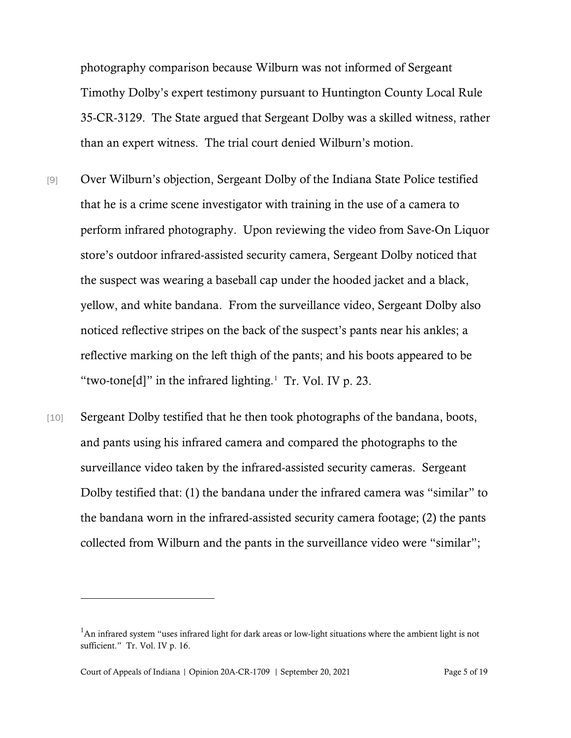photography comparison because Wilburn was not informed of Sergeant Timothy Dolby's expert testimony pursuant to Huntington County Local Rule 35-CR-3129. The State argued that Sergeant Dolby was a skilled witness, rather than an expert witness. The trial court denied Wilburn's motion.

[9] Over Wilburn's objection, Sergeant Dolby of the Indiana State Police testified that he is a crime scene investigator with training in the use of a camera to perform infrared photography. Upon reviewing the video from Save-On Liquor store's outdoor infrared-assisted security camera, Sergeant Dolby noticed that the suspect was wearing a baseball cap under the hooded jacket and a black, yellow, and white bandana. From the surveillance video, Sergeant Dolby also noticed reflective stripes on the back of the suspect's pants near his ankles; a reflective marking on the left thigh of the pants; and his boots appeared to be "two-tone[d]" in the infrared lighting.[1] Tr. Vol. IV p. 23.

[10] Sergeant Dolby testified that he then took photographs of the bandana, boots, and pants using his infrared camera and compared the photographs to the surveillance video taken by the infrared-assisted security cameras. Sergeant Dolby testified that: (1) the bandana under the infrared camera was "similar" to the bandana worn in the infrared-assisted security camera footage; (2) the pants collected from Wilburn and the pants in the surveillance video were "similar";

---

[1] An infrared system "uses infrared light for dark areas or low-light situations where the ambient light is not sufficient." Tr. Vol. IV p. 16.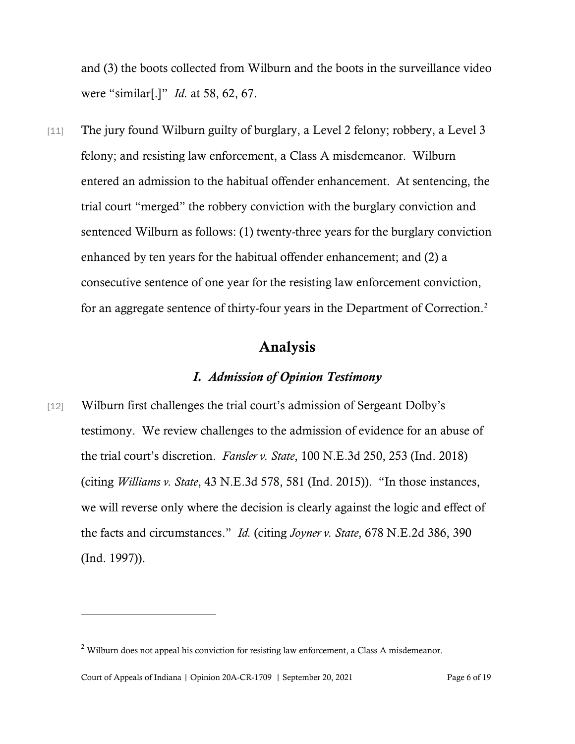and (3) the boots collected from Wilburn and the boots in the surveillance video were "similar[.]" *Id.* at 58, 62, 67.

[11] The jury found Wilburn guilty of burglary, a Level 2 felony; robbery, a Level 3 felony; and resisting law enforcement, a Class A misdemeanor. Wilburn entered an admission to the habitual offender enhancement. At sentencing, the trial court "merged" the robbery conviction with the burglary conviction and sentenced Wilburn as follows: (1) twenty-three years for the burglary conviction enhanced by ten years for the habitual offender enhancement; and (2) a consecutive sentence of one year for the resisting law enforcement conviction, for an aggregate sentence of thirty-four years in the Department of Correction.[2]

## Analysis

### *I. Admission of Opinion Testimony*

[12] Wilburn first challenges the trial court's admission of Sergeant Dolby's testimony. We review challenges to the admission of evidence for an abuse of the trial court's discretion. *Fansler v. State*, 100 N.E.3d 250, 253 (Ind. 2018) (citing *Williams v. State*, 43 N.E.3d 578, 581 (Ind. 2015)). "In those instances, we will reverse only where the decision is clearly against the logic and effect of the facts and circumstances." *Id.* (citing *Joyner v. State*, 678 N.E.2d 386, 390 (Ind. 1997)).

---

[2] Wilburn does not appeal his conviction for resisting law enforcement, a Class A misdemeanor.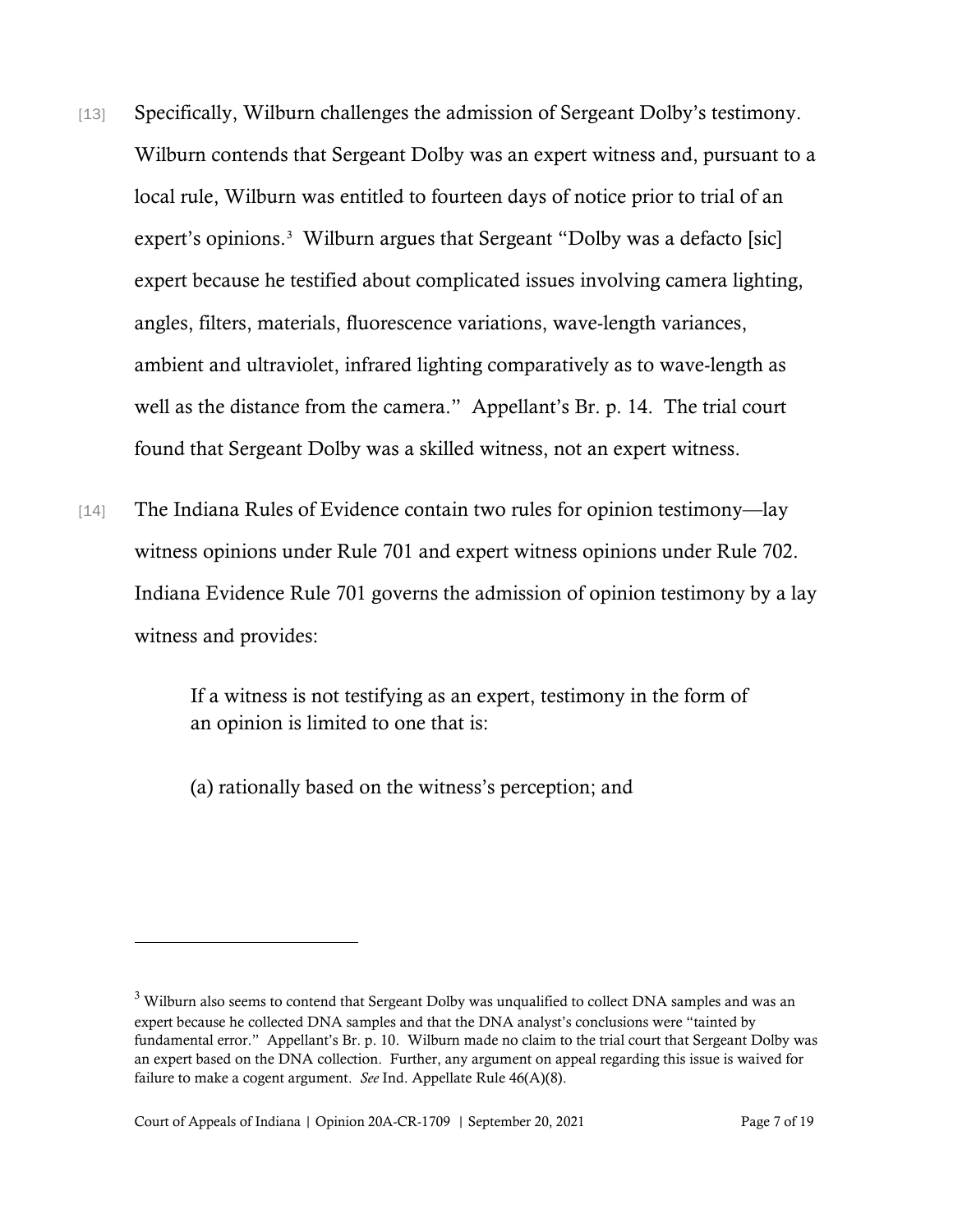[13] Specifically, Wilburn challenges the admission of Sergeant Dolby's testimony. Wilburn contends that Sergeant Dolby was an expert witness and, pursuant to a local rule, Wilburn was entitled to fourteen days of notice prior to trial of an expert's opinions.[3] Wilburn argues that Sergeant "Dolby was a defacto [sic] expert because he testified about complicated issues involving camera lighting, angles, filters, materials, fluorescence variations, wave-length variances, ambient and ultraviolet, infrared lighting comparatively as to wave-length as well as the distance from the camera." Appellant's Br. p. 14. The trial court found that Sergeant Dolby was a skilled witness, not an expert witness.

[14] The Indiana Rules of Evidence contain two rules for opinion testimony—lay witness opinions under Rule 701 and expert witness opinions under Rule 702. Indiana Evidence Rule 701 governs the admission of opinion testimony by a lay witness and provides:

> If a witness is not testifying as an expert, testimony in the form of an opinion is limited to one that is:
>
> (a) rationally based on the witness's perception; and

---

[3] Wilburn also seems to contend that Sergeant Dolby was unqualified to collect DNA samples and was an expert because he collected DNA samples and that the DNA analyst's conclusions were "tainted by fundamental error." Appellant's Br. p. 10. Wilburn made no claim to the trial court that Sergeant Dolby was an expert based on the DNA collection. Further, any argument on appeal regarding this issue is waived for failure to make a cogent argument. *See* Ind. Appellate Rule 46(A)(8).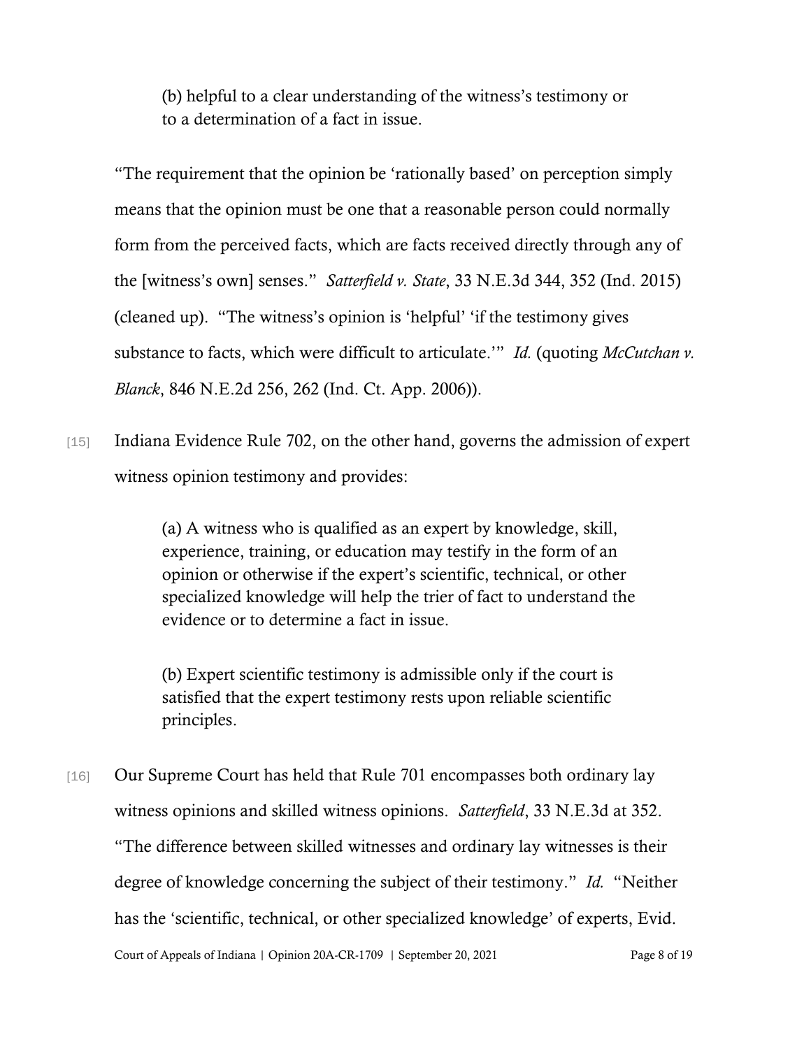> (b) helpful to a clear understanding of the witness's testimony or to a determination of a fact in issue.

"The requirement that the opinion be 'rationally based' on perception simply means that the opinion must be one that a reasonable person could normally form from the perceived facts, which are facts received directly through any of the [witness's own] senses." *Satterfield v. State*, 33 N.E.3d 344, 352 (Ind. 2015) (cleaned up). "The witness's opinion is 'helpful' 'if the testimony gives substance to facts, which were difficult to articulate.'" *Id.* (quoting *McCutchan v. Blanck*, 846 N.E.2d 256, 262 (Ind. Ct. App. 2006)).

[15] Indiana Evidence Rule 702, on the other hand, governs the admission of expert witness opinion testimony and provides:

> (a) A witness who is qualified as an expert by knowledge, skill, experience, training, or education may testify in the form of an opinion or otherwise if the expert's scientific, technical, or other specialized knowledge will help the trier of fact to understand the evidence or to determine a fact in issue.
>
> (b) Expert scientific testimony is admissible only if the court is satisfied that the expert testimony rests upon reliable scientific principles.

[16] Our Supreme Court has held that Rule 701 encompasses both ordinary lay witness opinions and skilled witness opinions. *Satterfield*, 33 N.E.3d at 352. "The difference between skilled witnesses and ordinary lay witnesses is their degree of knowledge concerning the subject of their testimony." *Id.* "Neither has the 'scientific, technical, or other specialized knowledge' of experts, Evid.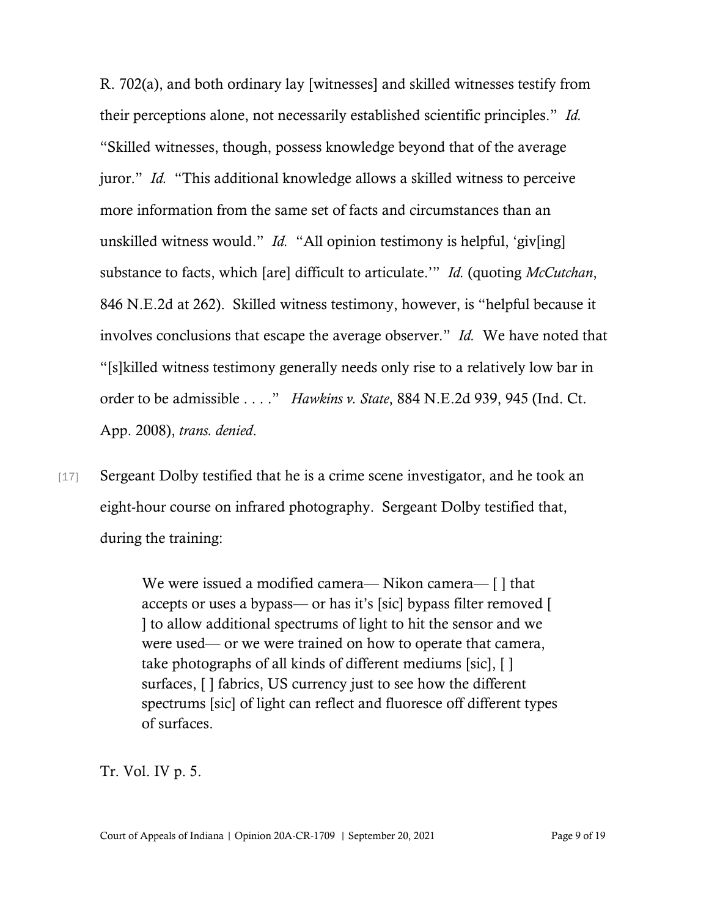R. 702(a), and both ordinary lay [witnesses] and skilled witnesses testify from their perceptions alone, not necessarily established scientific principles." *Id.* "Skilled witnesses, though, possess knowledge beyond that of the average juror." *Id.* "This additional knowledge allows a skilled witness to perceive more information from the same set of facts and circumstances than an unskilled witness would." *Id.* "All opinion testimony is helpful, 'giv[ing] substance to facts, which [are] difficult to articulate.'" *Id.* (quoting *McCutchan*, 846 N.E.2d at 262). Skilled witness testimony, however, is "helpful because it involves conclusions that escape the average observer." *Id.* We have noted that "[s]killed witness testimony generally needs only rise to a relatively low bar in order to be admissible . . . ." *Hawkins v. State*, 884 N.E.2d 939, 945 (Ind. Ct. App. 2008), *trans. denied*.

[17] Sergeant Dolby testified that he is a crime scene investigator, and he took an eight-hour course on infrared photography. Sergeant Dolby testified that, during the training:

> We were issued a modified camera— Nikon camera— [ ] that accepts or uses a bypass— or has it's [sic] bypass filter removed [ ] to allow additional spectrums of light to hit the sensor and we were used— or we were trained on how to operate that camera, take photographs of all kinds of different mediums [sic], [ ] surfaces, [ ] fabrics, US currency just to see how the different spectrums [sic] of light can reflect and fluoresce off different types of surfaces.

Tr. Vol. IV p. 5.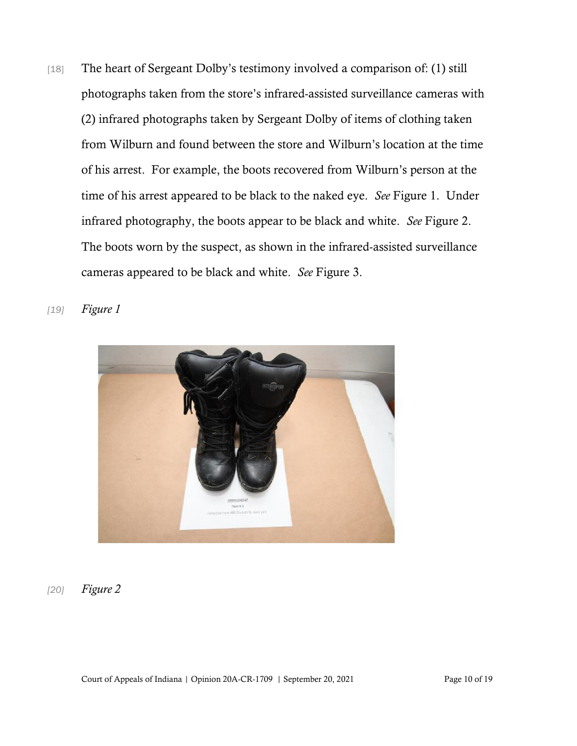[18] The heart of Sergeant Dolby's testimony involved a comparison of: (1) still photographs taken from the store's infrared-assisted surveillance cameras with (2) infrared photographs taken by Sergeant Dolby of items of clothing taken from Wilburn and found between the store and Wilburn's location at the time of his arrest. For example, the boots recovered from Wilburn's person at the time of his arrest appeared to be black to the naked eye. *See* Figure 1. Under infrared photography, the boots appear to be black and white. *See* Figure 2. The boots worn by the suspect, as shown in the infrared-assisted surveillance cameras appeared to be black and white. *See* Figure 3.

[19] *Figure 1*

[20] *Figure 2*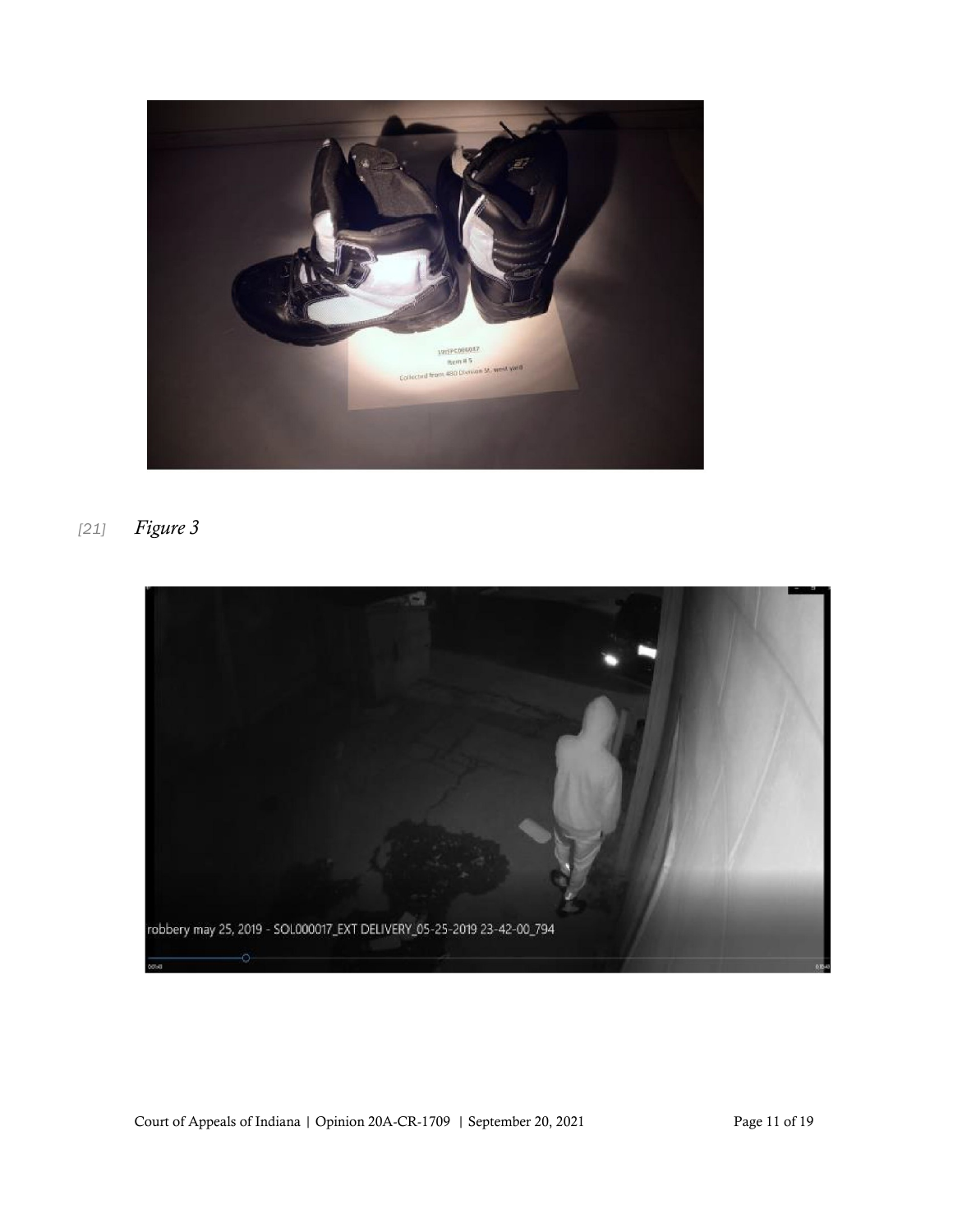[21] *Figure 3*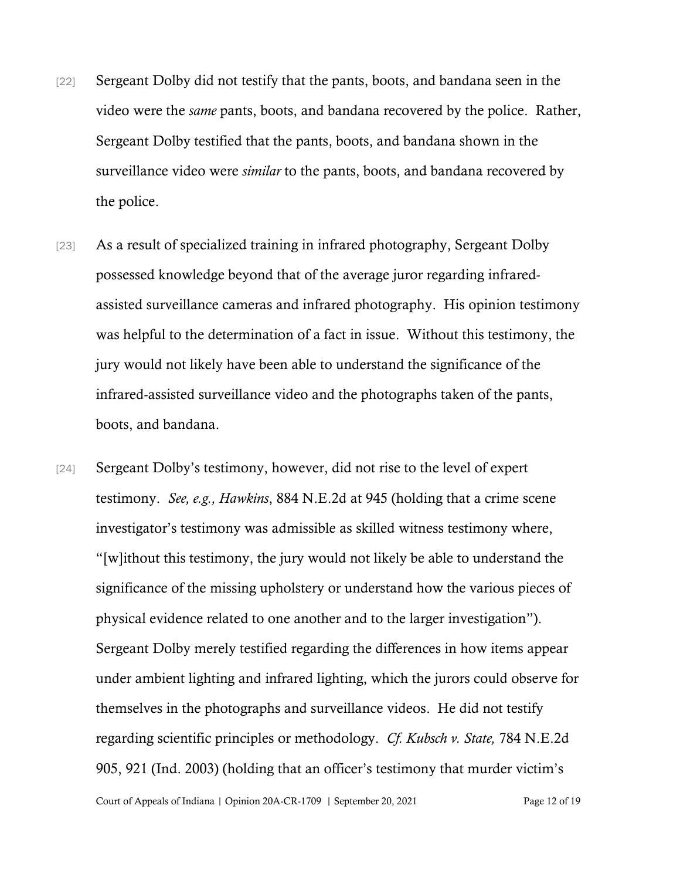[22] Sergeant Dolby did not testify that the pants, boots, and bandana seen in the video were the *same* pants, boots, and bandana recovered by the police. Rather, Sergeant Dolby testified that the pants, boots, and bandana shown in the surveillance video were *similar* to the pants, boots, and bandana recovered by the police.

[23] As a result of specialized training in infrared photography, Sergeant Dolby possessed knowledge beyond that of the average juror regarding infrared-assisted surveillance cameras and infrared photography. His opinion testimony was helpful to the determination of a fact in issue. Without this testimony, the jury would not likely have been able to understand the significance of the infrared-assisted surveillance video and the photographs taken of the pants, boots, and bandana.

[24] Sergeant Dolby's testimony, however, did not rise to the level of expert testimony. *See, e.g., Hawkins*, 884 N.E.2d at 945 (holding that a crime scene investigator's testimony was admissible as skilled witness testimony where, "[w]ithout this testimony, the jury would not likely be able to understand the significance of the missing upholstery or understand how the various pieces of physical evidence related to one another and to the larger investigation"). Sergeant Dolby merely testified regarding the differences in how items appear under ambient lighting and infrared lighting, which the jurors could observe for themselves in the photographs and surveillance videos. He did not testify regarding scientific principles or methodology. *Cf. Kubsch v. State,* 784 N.E.2d 905, 921 (Ind. 2003) (holding that an officer's testimony that murder victim's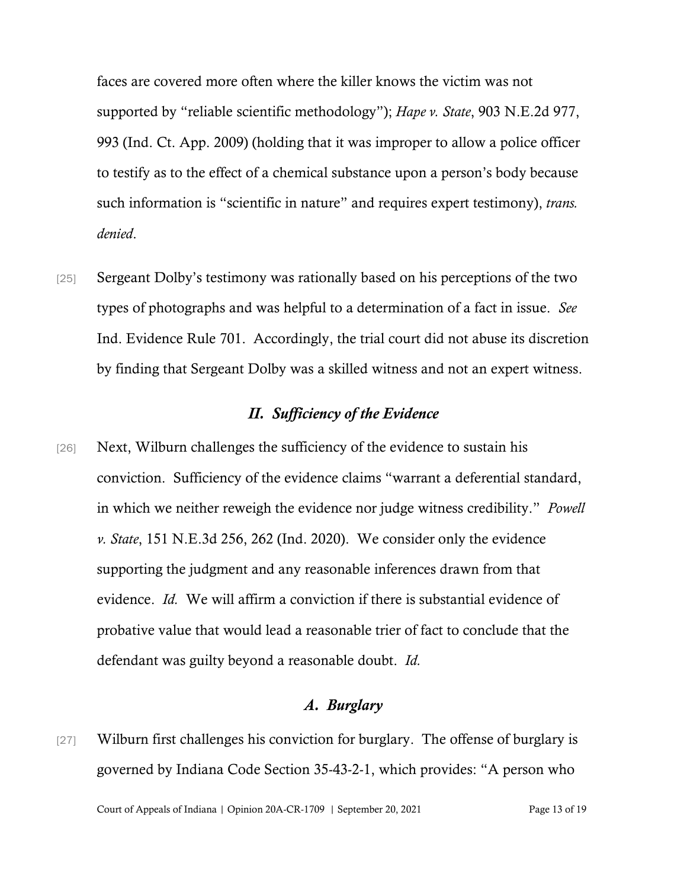faces are covered more often where the killer knows the victim was not supported by "reliable scientific methodology"); *Hape v. State*, 903 N.E.2d 977, 993 (Ind. Ct. App. 2009) (holding that it was improper to allow a police officer to testify as to the effect of a chemical substance upon a person's body because such information is "scientific in nature" and requires expert testimony), *trans. denied*.

[25] Sergeant Dolby's testimony was rationally based on his perceptions of the two types of photographs and was helpful to a determination of a fact in issue. *See* Ind. Evidence Rule 701. Accordingly, the trial court did not abuse its discretion by finding that Sergeant Dolby was a skilled witness and not an expert witness.

## *II. Sufficiency of the Evidence*

[26] Next, Wilburn challenges the sufficiency of the evidence to sustain his conviction. Sufficiency of the evidence claims "warrant a deferential standard, in which we neither reweigh the evidence nor judge witness credibility." *Powell v. State*, 151 N.E.3d 256, 262 (Ind. 2020). We consider only the evidence supporting the judgment and any reasonable inferences drawn from that evidence. *Id.* We will affirm a conviction if there is substantial evidence of probative value that would lead a reasonable trier of fact to conclude that the defendant was guilty beyond a reasonable doubt. *Id.*

### *A. Burglary*

[27] Wilburn first challenges his conviction for burglary. The offense of burglary is governed by Indiana Code Section 35-43-2-1, which provides: "A person who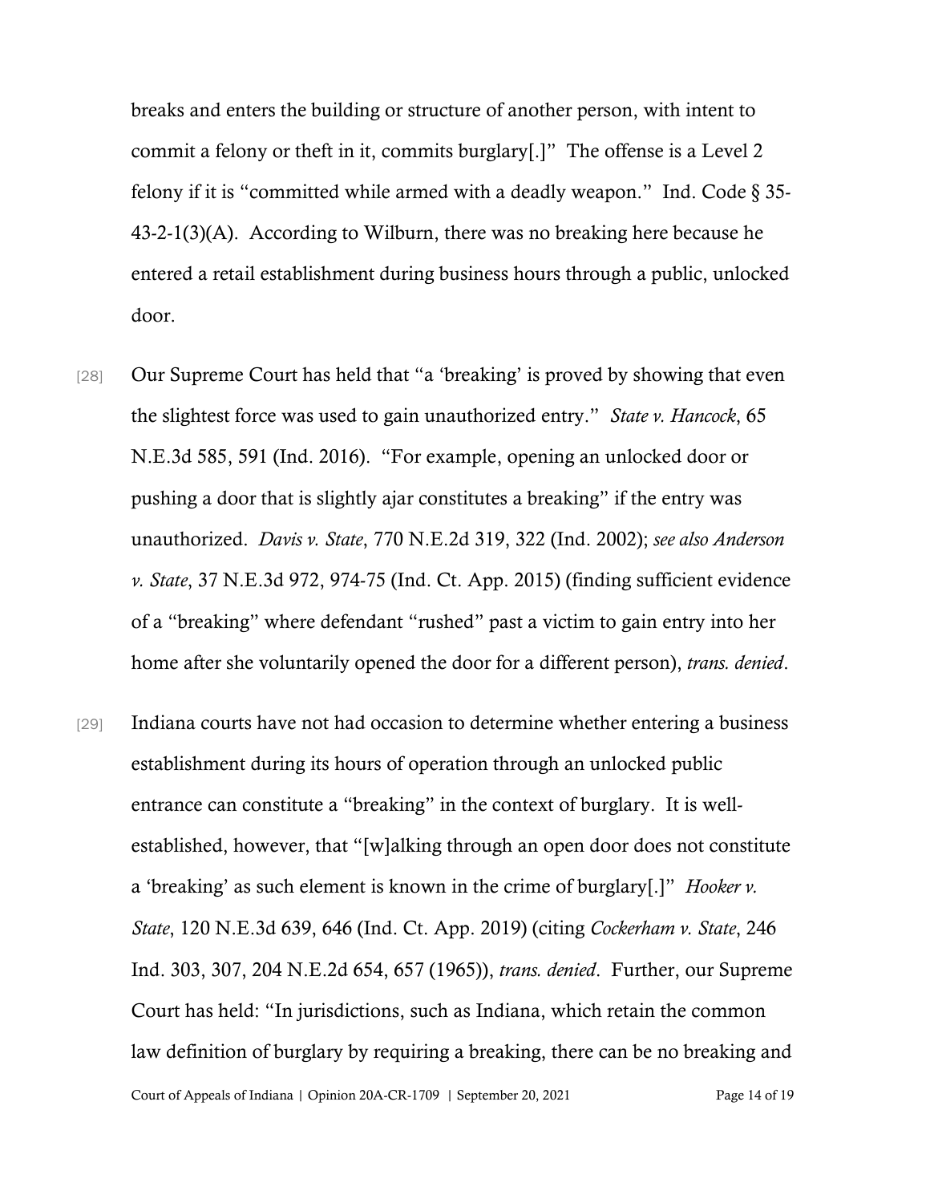breaks and enters the building or structure of another person, with intent to commit a felony or theft in it, commits burglary[.]" The offense is a Level 2 felony if it is "committed while armed with a deadly weapon." Ind. Code § 35-43-2-1(3)(A). According to Wilburn, there was no breaking here because he entered a retail establishment during business hours through a public, unlocked door.

[28] Our Supreme Court has held that "a 'breaking' is proved by showing that even the slightest force was used to gain unauthorized entry." *State v. Hancock*, 65 N.E.3d 585, 591 (Ind. 2016). "For example, opening an unlocked door or pushing a door that is slightly ajar constitutes a breaking" if the entry was unauthorized. *Davis v. State*, 770 N.E.2d 319, 322 (Ind. 2002); *see also Anderson v. State*, 37 N.E.3d 972, 974-75 (Ind. Ct. App. 2015) (finding sufficient evidence of a "breaking" where defendant "rushed" past a victim to gain entry into her home after she voluntarily opened the door for a different person), *trans. denied*.

[29] Indiana courts have not had occasion to determine whether entering a business establishment during its hours of operation through an unlocked public entrance can constitute a "breaking" in the context of burglary. It is well-established, however, that "[w]alking through an open door does not constitute a 'breaking' as such element is known in the crime of burglary[.]" *Hooker v. State*, 120 N.E.3d 639, 646 (Ind. Ct. App. 2019) (citing *Cockerham v. State*, 246 Ind. 303, 307, 204 N.E.2d 654, 657 (1965)), *trans. denied*. Further, our Supreme Court has held: "In jurisdictions, such as Indiana, which retain the common law definition of burglary by requiring a breaking, there can be no breaking and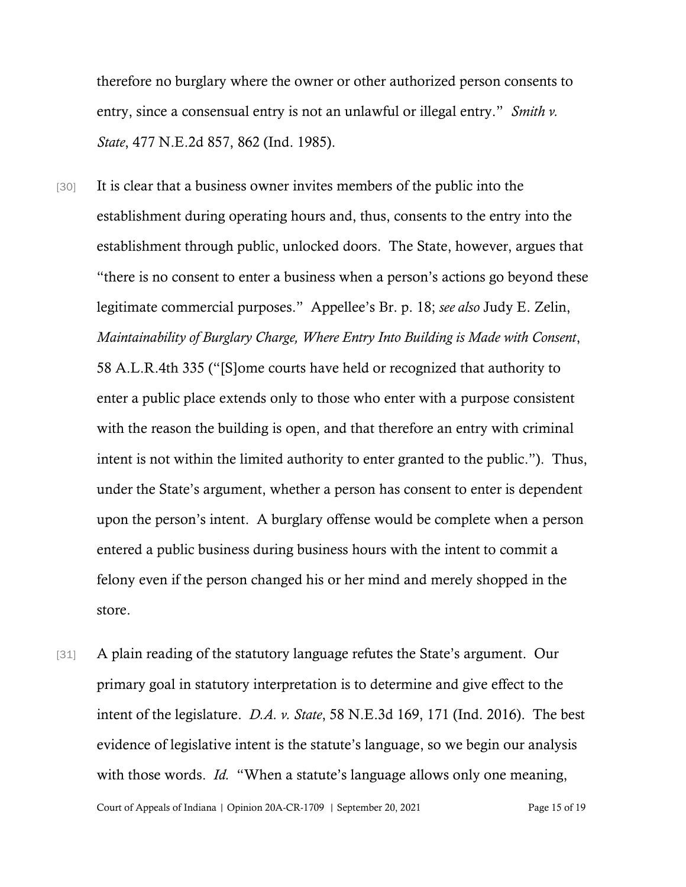therefore no burglary where the owner or other authorized person consents to entry, since a consensual entry is not an unlawful or illegal entry." *Smith v. State*, 477 N.E.2d 857, 862 (Ind. 1985).

[30] It is clear that a business owner invites members of the public into the establishment during operating hours and, thus, consents to the entry into the establishment through public, unlocked doors. The State, however, argues that "there is no consent to enter a business when a person's actions go beyond these legitimate commercial purposes." Appellee's Br. p. 18; *see also* Judy E. Zelin, *Maintainability of Burglary Charge, Where Entry Into Building is Made with Consent*, 58 A.L.R.4th 335 ("[S]ome courts have held or recognized that authority to enter a public place extends only to those who enter with a purpose consistent with the reason the building is open, and that therefore an entry with criminal intent is not within the limited authority to enter granted to the public."). Thus, under the State's argument, whether a person has consent to enter is dependent upon the person's intent. A burglary offense would be complete when a person entered a public business during business hours with the intent to commit a felony even if the person changed his or her mind and merely shopped in the store.

[31] A plain reading of the statutory language refutes the State's argument. Our primary goal in statutory interpretation is to determine and give effect to the intent of the legislature. *D.A. v. State*, 58 N.E.3d 169, 171 (Ind. 2016). The best evidence of legislative intent is the statute's language, so we begin our analysis with those words. *Id.* "When a statute's language allows only one meaning,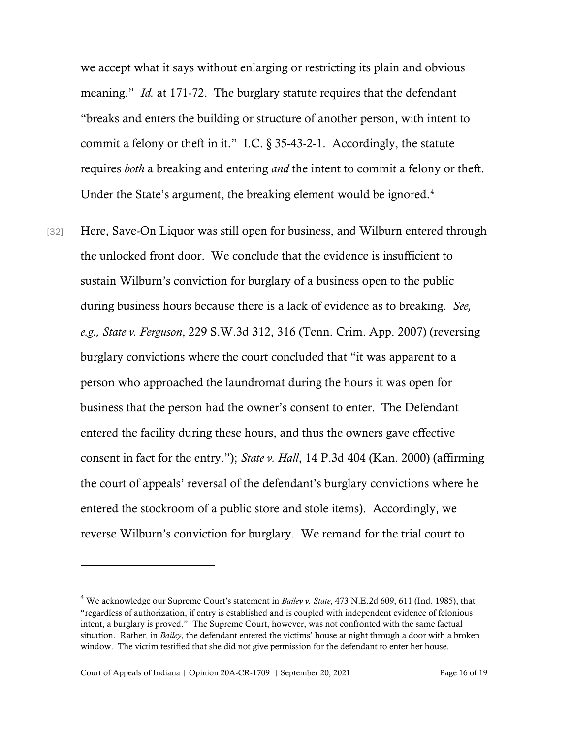we accept what it says without enlarging or restricting its plain and obvious meaning." *Id.* at 171-72. The burglary statute requires that the defendant "breaks and enters the building or structure of another person, with intent to commit a felony or theft in it." I.C. § 35-43-2-1. Accordingly, the statute requires *both* a breaking and entering *and* the intent to commit a felony or theft. Under the State's argument, the breaking element would be ignored.[4]

[32] Here, Save-On Liquor was still open for business, and Wilburn entered through the unlocked front door. We conclude that the evidence is insufficient to sustain Wilburn's conviction for burglary of a business open to the public during business hours because there is a lack of evidence as to breaking. *See, e.g., State v. Ferguson*, 229 S.W.3d 312, 316 (Tenn. Crim. App. 2007) (reversing burglary convictions where the court concluded that "it was apparent to a person who approached the laundromat during the hours it was open for business that the person had the owner's consent to enter. The Defendant entered the facility during these hours, and thus the owners gave effective consent in fact for the entry."); *State v. Hall*, 14 P.3d 404 (Kan. 2000) (affirming the court of appeals' reversal of the defendant's burglary convictions where he entered the stockroom of a public store and stole items). Accordingly, we reverse Wilburn's conviction for burglary. We remand for the trial court to

---

[4] We acknowledge our Supreme Court's statement in *Bailey v. State*, 473 N.E.2d 609, 611 (Ind. 1985), that "regardless of authorization, if entry is established and is coupled with independent evidence of felonious intent, a burglary is proved." The Supreme Court, however, was not confronted with the same factual situation. Rather, in *Bailey*, the defendant entered the victims' house at night through a door with a broken window. The victim testified that she did not give permission for the defendant to enter her house.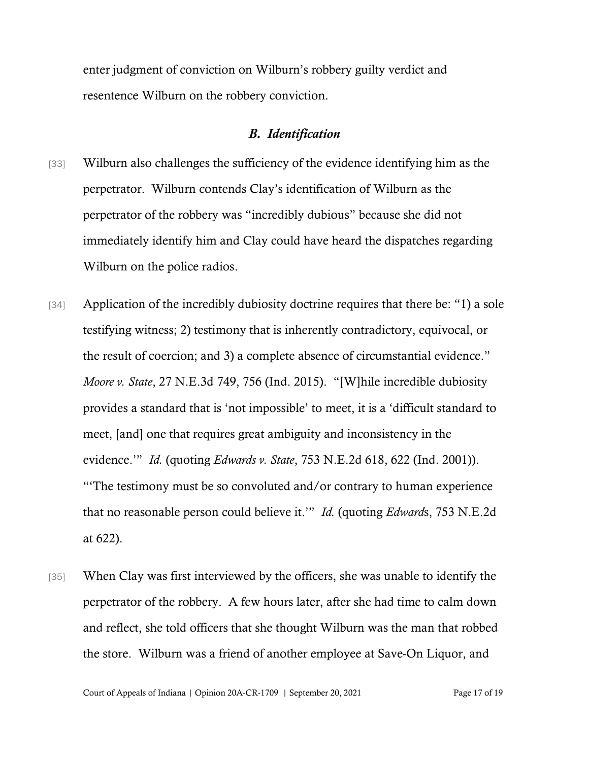enter judgment of conviction on Wilburn's robbery guilty verdict and resentence Wilburn on the robbery conviction.

### *B. Identification*

[33] Wilburn also challenges the sufficiency of the evidence identifying him as the perpetrator. Wilburn contends Clay's identification of Wilburn as the perpetrator of the robbery was "incredibly dubious" because she did not immediately identify him and Clay could have heard the dispatches regarding Wilburn on the police radios.

[34] Application of the incredibly dubiosity doctrine requires that there be: "1) a sole testifying witness; 2) testimony that is inherently contradictory, equivocal, or the result of coercion; and 3) a complete absence of circumstantial evidence." *Moore v. State*, 27 N.E.3d 749, 756 (Ind. 2015). "[W]hile incredible dubiosity provides a standard that is 'not impossible' to meet, it is a 'difficult standard to meet, [and] one that requires great ambiguity and inconsistency in the evidence.'" *Id.* (quoting *Edwards v. State*, 753 N.E.2d 618, 622 (Ind. 2001)). "'The testimony must be so convoluted and/or contrary to human experience that no reasonable person could believe it.'" *Id.* (quoting *Edwards*, 753 N.E.2d at 622).

[35] When Clay was first interviewed by the officers, she was unable to identify the perpetrator of the robbery. A few hours later, after she had time to calm down and reflect, she told officers that she thought Wilburn was the man that robbed the store. Wilburn was a friend of another employee at Save-On Liquor, and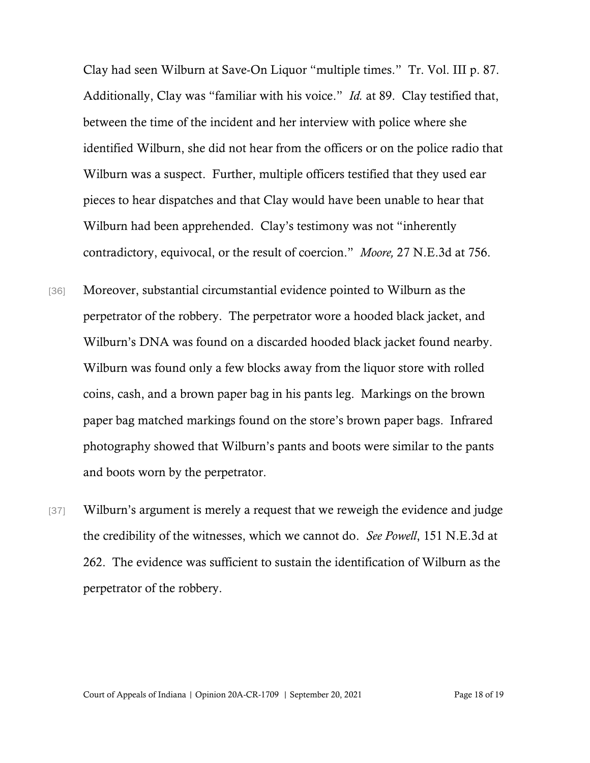Clay had seen Wilburn at Save-On Liquor "multiple times." Tr. Vol. III p. 87. Additionally, Clay was "familiar with his voice." *Id.* at 89. Clay testified that, between the time of the incident and her interview with police where she identified Wilburn, she did not hear from the officers or on the police radio that Wilburn was a suspect. Further, multiple officers testified that they used ear pieces to hear dispatches and that Clay would have been unable to hear that Wilburn had been apprehended. Clay's testimony was not "inherently contradictory, equivocal, or the result of coercion." *Moore,* 27 N.E.3d at 756.

[36] Moreover, substantial circumstantial evidence pointed to Wilburn as the perpetrator of the robbery. The perpetrator wore a hooded black jacket, and Wilburn's DNA was found on a discarded hooded black jacket found nearby. Wilburn was found only a few blocks away from the liquor store with rolled coins, cash, and a brown paper bag in his pants leg. Markings on the brown paper bag matched markings found on the store's brown paper bags. Infrared photography showed that Wilburn's pants and boots were similar to the pants and boots worn by the perpetrator.

[37] Wilburn's argument is merely a request that we reweigh the evidence and judge the credibility of the witnesses, which we cannot do. *See Powell*, 151 N.E.3d at 262. The evidence was sufficient to sustain the identification of Wilburn as the perpetrator of the robbery.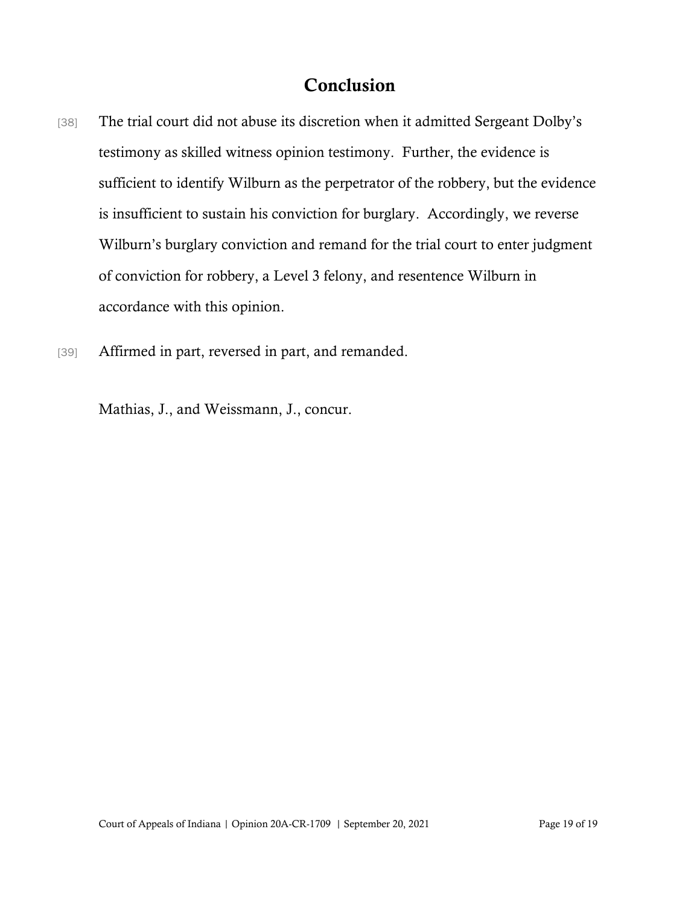## Conclusion

[38] The trial court did not abuse its discretion when it admitted Sergeant Dolby's testimony as skilled witness opinion testimony. Further, the evidence is sufficient to identify Wilburn as the perpetrator of the robbery, but the evidence is insufficient to sustain his conviction for burglary. Accordingly, we reverse Wilburn's burglary conviction and remand for the trial court to enter judgment of conviction for robbery, a Level 3 felony, and resentence Wilburn in accordance with this opinion.

[39] Affirmed in part, reversed in part, and remanded.

Mathias, J., and Weissmann, J., concur.